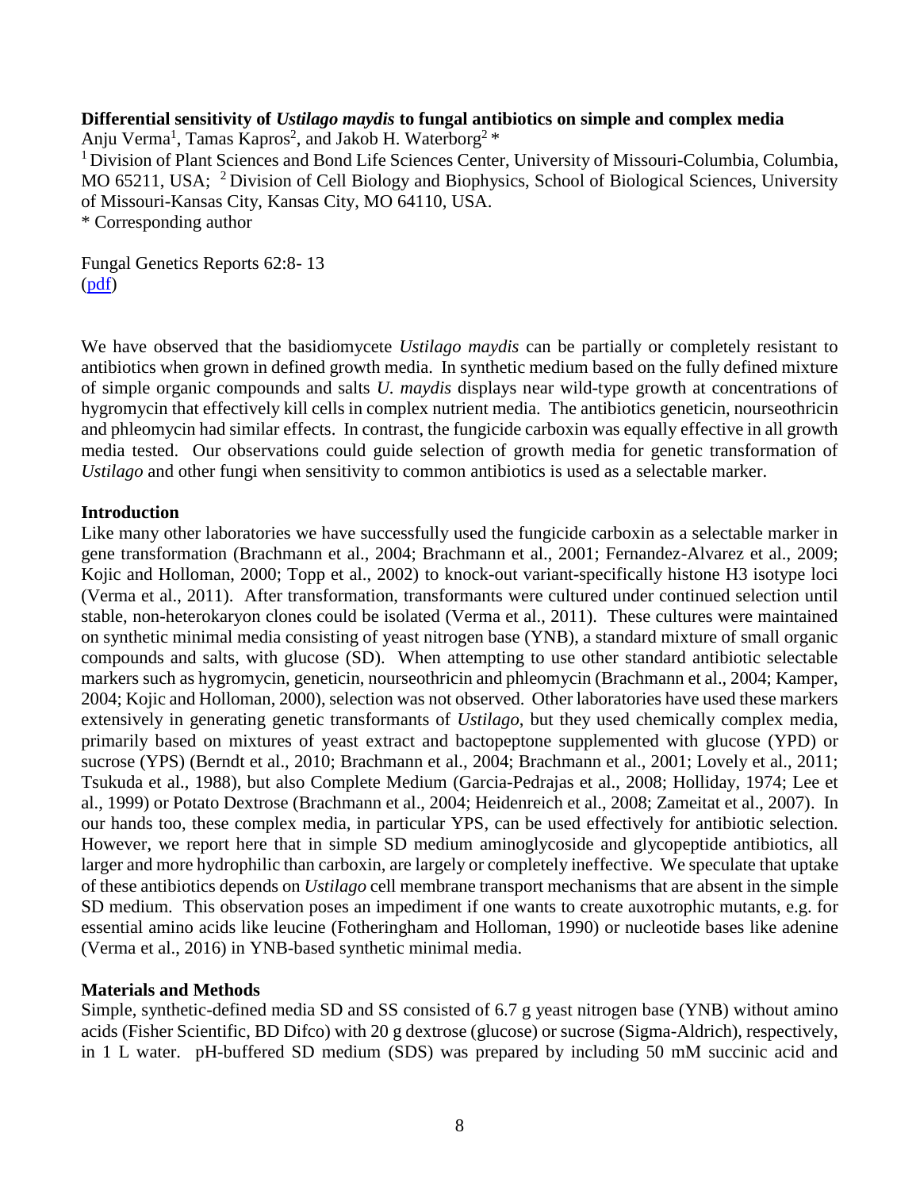**Differential sensitivity of *Ustilago maydis* to fungal antibiotics on simple and complex media**

Anju Verma[1], Tamas Kapros[2], and Jakob H. Waterborg[2] *

[1] Division of Plant Sciences and Bond Life Sciences Center, University of Missouri-Columbia, Columbia, MO 65211, USA; [2] Division of Cell Biology and Biophysics, School of Biological Sciences, University of Missouri-Kansas City, Kansas City, MO 64110, USA.

\* Corresponding author

Fungal Genetics Reports 62:8- 13
(pdf)

We have observed that the basidiomycete *Ustilago maydis* can be partially or completely resistant to antibiotics when grown in defined growth media. In synthetic medium based on the fully defined mixture of simple organic compounds and salts *U. maydis* displays near wild-type growth at concentrations of hygromycin that effectively kill cells in complex nutrient media. The antibiotics geneticin, nourseothricin and phleomycin had similar effects. In contrast, the fungicide carboxin was equally effective in all growth media tested. Our observations could guide selection of growth media for genetic transformation of *Ustilago* and other fungi when sensitivity to common antibiotics is used as a selectable marker.

## Introduction

Like many other laboratories we have successfully used the fungicide carboxin as a selectable marker in gene transformation (Brachmann et al., 2004; Brachmann et al., 2001; Fernandez-Alvarez et al., 2009; Kojic and Holloman, 2000; Topp et al., 2002) to knock-out variant-specifically histone H3 isotype loci (Verma et al., 2011). After transformation, transformants were cultured under continued selection until stable, non-heterokaryon clones could be isolated (Verma et al., 2011). These cultures were maintained on synthetic minimal media consisting of yeast nitrogen base (YNB), a standard mixture of small organic compounds and salts, with glucose (SD). When attempting to use other standard antibiotic selectable markers such as hygromycin, geneticin, nourseothricin and phleomycin (Brachmann et al., 2004; Kamper, 2004; Kojic and Holloman, 2000), selection was not observed. Other laboratories have used these markers extensively in generating genetic transformants of *Ustilago*, but they used chemically complex media, primarily based on mixtures of yeast extract and bactopeptone supplemented with glucose (YPD) or sucrose (YPS) (Berndt et al., 2010; Brachmann et al., 2004; Brachmann et al., 2001; Lovely et al., 2011; Tsukuda et al., 1988), but also Complete Medium (Garcia-Pedrajas et al., 2008; Holliday, 1974; Lee et al., 1999) or Potato Dextrose (Brachmann et al., 2004; Heidenreich et al., 2008; Zameitat et al., 2007). In our hands too, these complex media, in particular YPS, can be used effectively for antibiotic selection. However, we report here that in simple SD medium aminoglycoside and glycopeptide antibiotics, all larger and more hydrophilic than carboxin, are largely or completely ineffective. We speculate that uptake of these antibiotics depends on *Ustilago* cell membrane transport mechanisms that are absent in the simple SD medium. This observation poses an impediment if one wants to create auxotrophic mutants, e.g. for essential amino acids like leucine (Fotheringham and Holloman, 1990) or nucleotide bases like adenine (Verma et al., 2016) in YNB-based synthetic minimal media.

## Materials and Methods

Simple, synthetic-defined media SD and SS consisted of 6.7 g yeast nitrogen base (YNB) without amino acids (Fisher Scientific, BD Difco) with 20 g dextrose (glucose) or sucrose (Sigma-Aldrich), respectively, in 1 L water. pH-buffered SD medium (SDS) was prepared by including 50 mM succinic acid and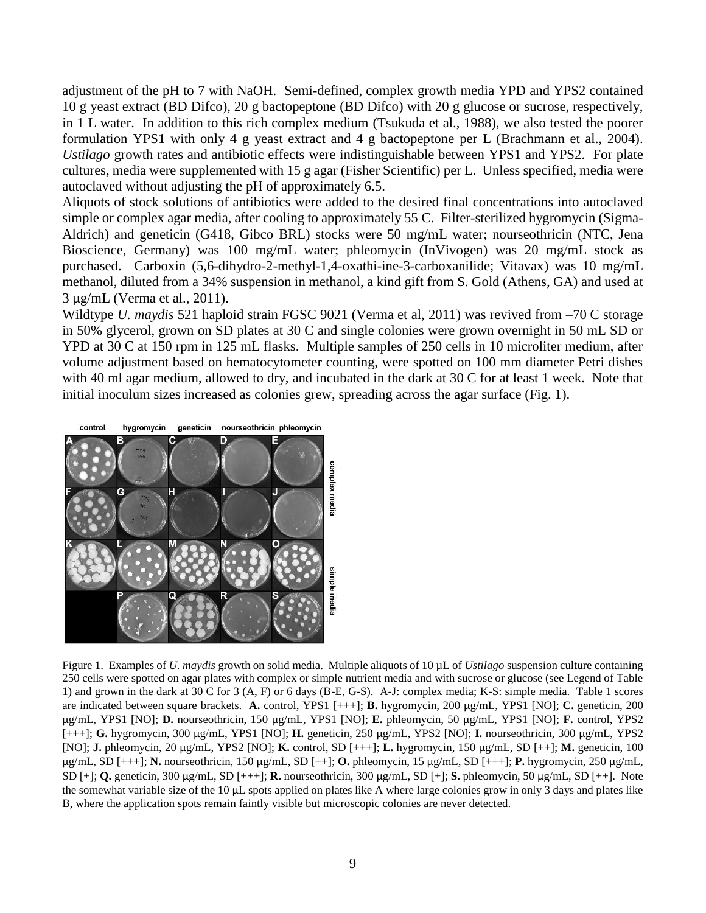adjustment of the pH to 7 with NaOH. Semi-defined, complex growth media YPD and YPS2 contained 10 g yeast extract (BD Difco), 20 g bactopeptone (BD Difco) with 20 g glucose or sucrose, respectively, in 1 L water. In addition to this rich complex medium (Tsukuda et al., 1988), we also tested the poorer formulation YPS1 with only 4 g yeast extract and 4 g bactopeptone per L (Brachmann et al., 2004). *Ustilago* growth rates and antibiotic effects were indistinguishable between YPS1 and YPS2. For plate cultures, media were supplemented with 15 g agar (Fisher Scientific) per L. Unless specified, media were autoclaved without adjusting the pH of approximately 6.5.

Aliquots of stock solutions of antibiotics were added to the desired final concentrations into autoclaved simple or complex agar media, after cooling to approximately 55 C. Filter-sterilized hygromycin (Sigma-Aldrich) and geneticin (G418, Gibco BRL) stocks were 50 mg/mL water; nourseothricin (NTC, Jena Bioscience, Germany) was 100 mg/mL water; phleomycin (InVivogen) was 20 mg/mL stock as purchased. Carboxin (5,6-dihydro-2-methyl-1,4-oxathi-ine-3-carboxanilide; Vitavax) was 10 mg/mL methanol, diluted from a 34% suspension in methanol, a kind gift from S. Gold (Athens, GA) and used at 3 μg/mL (Verma et al., 2011).

Wildtype *U. maydis* 521 haploid strain FGSC 9021 (Verma et al, 2011) was revived from –70 C storage in 50% glycerol, grown on SD plates at 30 C and single colonies were grown overnight in 50 mL SD or YPD at 30 C at 150 rpm in 125 mL flasks. Multiple samples of 250 cells in 10 microliter medium, after volume adjustment based on hematocytometer counting, were spotted on 100 mm diameter Petri dishes with 40 ml agar medium, allowed to dry, and incubated in the dark at 30 C for at least 1 week. Note that initial inoculum sizes increased as colonies grew, spreading across the agar surface (Fig. 1).

Figure 1. Examples of *U. maydis* growth on solid media. Multiple aliquots of 10 μL of *Ustilago* suspension culture containing 250 cells were spotted on agar plates with complex or simple nutrient media and with sucrose or glucose (see Legend of Table 1) and grown in the dark at 30 C for 3 (A, F) or 6 days (B-E, G-S). A-J: complex media; K-S: simple media. Table 1 scores are indicated between square brackets. **A.** control, YPS1 [+++]; **B.** hygromycin, 200 μg/mL, YPS1 [NO]; **C.** geneticin, 200 μg/mL, YPS1 [NO]; **D.** nourseothricin, 150 μg/mL, YPS1 [NO]; **E.** phleomycin, 50 μg/mL, YPS1 [NO]; **F.** control, YPS2 [+++]; **G.** hygromycin, 300 μg/mL, YPS1 [NO]; **H.** geneticin, 250 μg/mL, YPS2 [NO]; **I.** nourseothricin, 300 μg/mL, YPS2 [NO]; **J.** phleomycin, 20 μg/mL, YPS2 [NO]; **K.** control, SD [+++]; **L.** hygromycin, 150 μg/mL, SD [++]; **M.** geneticin, 100 μg/mL, SD [+++]; **N.** nourseothricin, 150 μg/mL, SD [++]; **O.** phleomycin, 15 μg/mL, SD [+++]; **P.** hygromycin, 250 μg/mL, SD [+]; **Q.** geneticin, 300 μg/mL, SD [+++]; **R.** nourseothricin, 300 μg/mL, SD [+]; **S.** phleomycin, 50 μg/mL, SD [++]. Note the somewhat variable size of the 10 μL spots applied on plates like A where large colonies grow in only 3 days and plates like B, where the application spots remain faintly visible but microscopic colonies are never detected.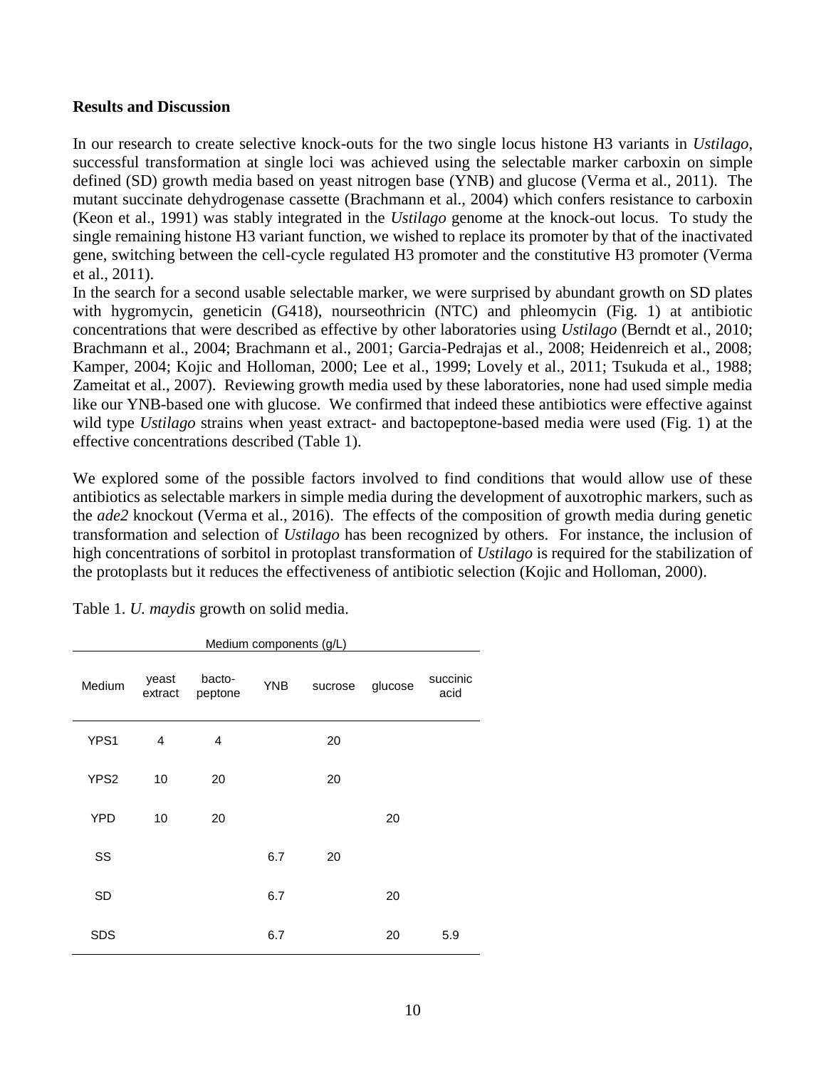**Results and Discussion**

In our research to create selective knock-outs for the two single locus histone H3 variants in *Ustilago*, successful transformation at single loci was achieved using the selectable marker carboxin on simple defined (SD) growth media based on yeast nitrogen base (YNB) and glucose (Verma et al., 2011). The mutant succinate dehydrogenase cassette (Brachmann et al., 2004) which confers resistance to carboxin (Keon et al., 1991) was stably integrated in the *Ustilago* genome at the knock-out locus. To study the single remaining histone H3 variant function, we wished to replace its promoter by that of the inactivated gene, switching between the cell-cycle regulated H3 promoter and the constitutive H3 promoter (Verma et al., 2011).

In the search for a second usable selectable marker, we were surprised by abundant growth on SD plates with hygromycin, geneticin (G418), nourseothricin (NTC) and phleomycin (Fig. 1) at antibiotic concentrations that were described as effective by other laboratories using *Ustilago* (Berndt et al., 2010; Brachmann et al., 2004; Brachmann et al., 2001; Garcia-Pedrajas et al., 2008; Heidenreich et al., 2008; Kamper, 2004; Kojic and Holloman, 2000; Lee et al., 1999; Lovely et al., 2011; Tsukuda et al., 1988; Zameitat et al., 2007). Reviewing growth media used by these laboratories, none had used simple media like our YNB-based one with glucose. We confirmed that indeed these antibiotics were effective against wild type *Ustilago* strains when yeast extract- and bactopeptone-based media were used (Fig. 1) at the effective concentrations described (Table 1).

We explored some of the possible factors involved to find conditions that would allow use of these antibiotics as selectable markers in simple media during the development of auxotrophic markers, such as the *ade2* knockout (Verma et al., 2016). The effects of the composition of growth media during genetic transformation and selection of *Ustilago* has been recognized by others. For instance, the inclusion of high concentrations of sorbitol in protoplast transformation of *Ustilago* is required for the stabilization of the protoplasts but it reduces the effectiveness of antibiotic selection (Kojic and Holloman, 2000).

Table 1. *U. maydis* growth on solid media.

| | Medium components (g/L) | | | | | |
|---|---|---|---|---|---|---|
| Medium | yeast extract | bacto-peptone | YNB | sucrose | glucose | succinic acid |
| YPS1 | 4 | 4 | | 20 | | |
| YPS2 | 10 | 20 | | 20 | | |
| YPD | 10 | 20 | | | 20 | |
| SS | | | 6.7 | 20 | | |
| SD | | | 6.7 | | 20 | |
| SDS | | | 6.7 | | 20 | 5.9 |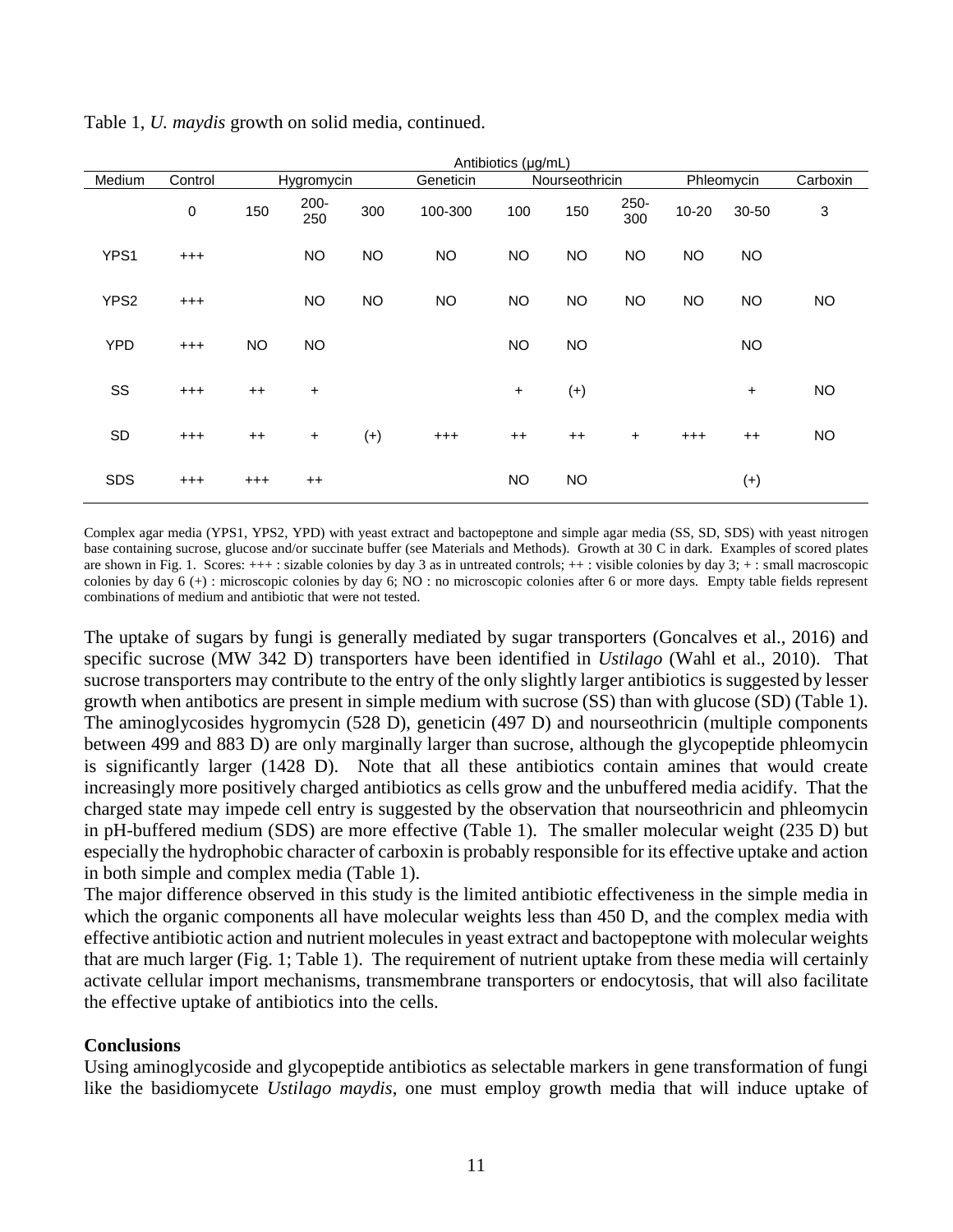Table 1, *U. maydis* growth on solid media, continued.

| | | Antibiotics (µg/mL) | | | | | | | | | |
|---|---|---|---|---|---|---|---|---|---|---|---|
| Medium | Control | Hygromycin | | | Geneticin | Nourseothricin | | | Phleomycin | | Carboxin |
| | 0 | 150 | 200-250 | 300 | 100-300 | 100 | 150 | 250-300 | 10-20 | 30-50 | 3 |
| YPS1 | +++ | | NO | NO | NO | NO | NO | NO | NO | NO | |
| YPS2 | +++ | | NO | NO | NO | NO | NO | NO | NO | NO | NO |
| YPD | +++ | NO | NO | | | NO | NO | | | NO | |
| SS | +++ | ++ | + | | | + | (+) | | | + | NO |
| SD | +++ | ++ | + | (+) | +++ | ++ | ++ | + | +++ | ++ | NO |
| SDS | +++ | +++ | ++ | | | NO | NO | | | (+) | |

Complex agar media (YPS1, YPS2, YPD) with yeast extract and bactopeptone and simple agar media (SS, SD, SDS) with yeast nitrogen base containing sucrose, glucose and/or succinate buffer (see Materials and Methods). Growth at 30 C in dark. Examples of scored plates are shown in Fig. 1. Scores: +++ : sizable colonies by day 3 as in untreated controls; ++ : visible colonies by day 3; + : small macroscopic colonies by day 6 (+) : microscopic colonies by day 6; NO : no microscopic colonies after 6 or more days. Empty table fields represent combinations of medium and antibiotic that were not tested.

The uptake of sugars by fungi is generally mediated by sugar transporters (Goncalves et al., 2016) and specific sucrose (MW 342 D) transporters have been identified in *Ustilago* (Wahl et al., 2010). That sucrose transporters may contribute to the entry of the only slightly larger antibiotics is suggested by lesser growth when antibotics are present in simple medium with sucrose (SS) than with glucose (SD) (Table 1). The aminoglycosides hygromycin (528 D), geneticin (497 D) and nourseothricin (multiple components between 499 and 883 D) are only marginally larger than sucrose, although the glycopeptide phleomycin is significantly larger (1428 D). Note that all these antibiotics contain amines that would create increasingly more positively charged antibiotics as cells grow and the unbuffered media acidify. That the charged state may impede cell entry is suggested by the observation that nourseothricin and phleomycin in pH-buffered medium (SDS) are more effective (Table 1). The smaller molecular weight (235 D) but especially the hydrophobic character of carboxin is probably responsible for its effective uptake and action in both simple and complex media (Table 1).

The major difference observed in this study is the limited antibiotic effectiveness in the simple media in which the organic components all have molecular weights less than 450 D, and the complex media with effective antibiotic action and nutrient molecules in yeast extract and bactopeptone with molecular weights that are much larger (Fig. 1; Table 1). The requirement of nutrient uptake from these media will certainly activate cellular import mechanisms, transmembrane transporters or endocytosis, that will also facilitate the effective uptake of antibiotics into the cells.

## Conclusions

Using aminoglycoside and glycopeptide antibiotics as selectable markers in gene transformation of fungi like the basidiomycete *Ustilago maydis*, one must employ growth media that will induce uptake of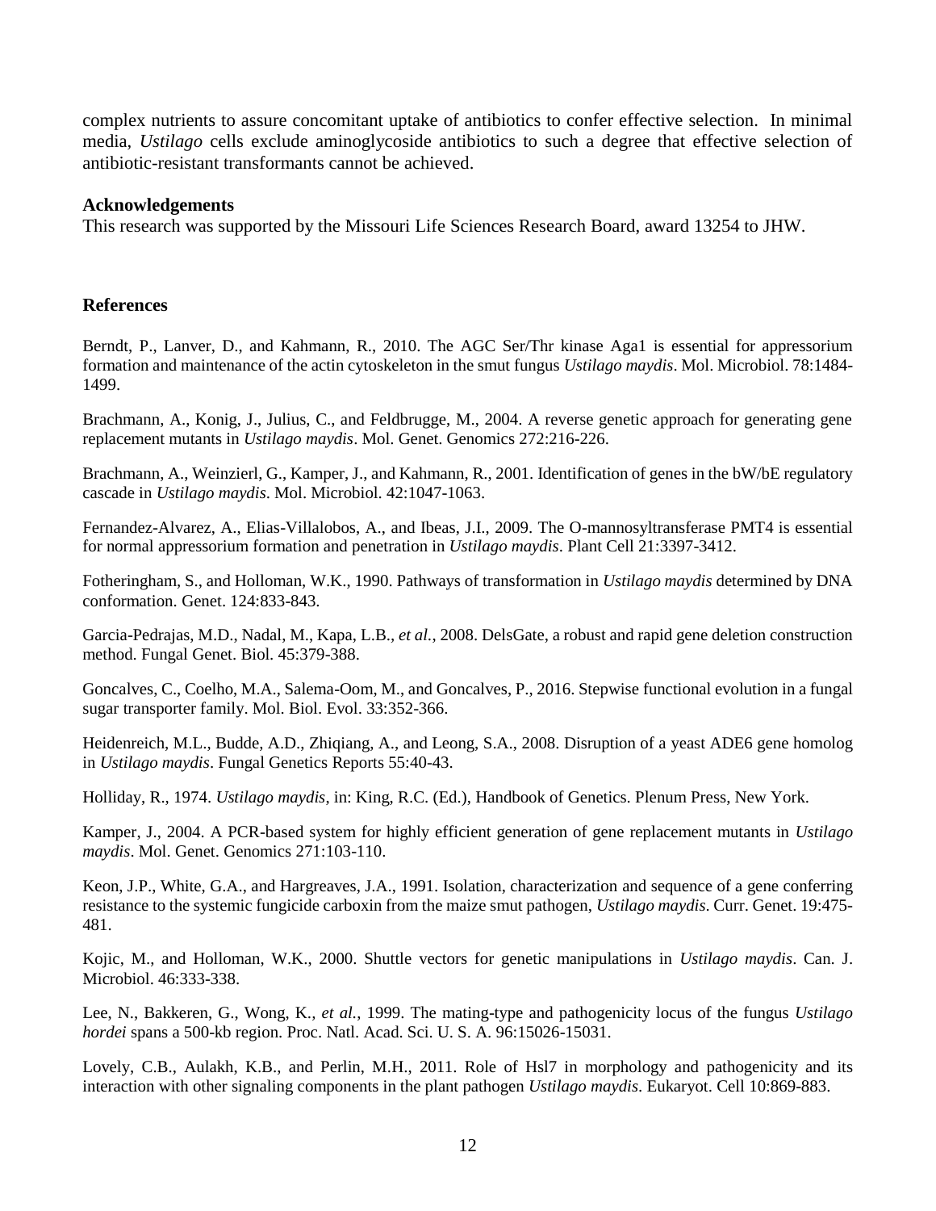complex nutrients to assure concomitant uptake of antibiotics to confer effective selection. In minimal media, *Ustilago* cells exclude aminoglycoside antibiotics to such a degree that effective selection of antibiotic-resistant transformants cannot be achieved.

**Acknowledgements**

This research was supported by the Missouri Life Sciences Research Board, award 13254 to JHW.

**References**

Berndt, P., Lanver, D., and Kahmann, R., 2010. The AGC Ser/Thr kinase Aga1 is essential for appressorium formation and maintenance of the actin cytoskeleton in the smut fungus *Ustilago maydis*. Mol. Microbiol. 78:1484-1499.

Brachmann, A., Konig, J., Julius, C., and Feldbrugge, M., 2004. A reverse genetic approach for generating gene replacement mutants in *Ustilago maydis*. Mol. Genet. Genomics 272:216-226.

Brachmann, A., Weinzierl, G., Kamper, J., and Kahmann, R., 2001. Identification of genes in the bW/bE regulatory cascade in *Ustilago maydis*. Mol. Microbiol. 42:1047-1063.

Fernandez-Alvarez, A., Elias-Villalobos, A., and Ibeas, J.I., 2009. The O-mannosyltransferase PMT4 is essential for normal appressorium formation and penetration in *Ustilago maydis*. Plant Cell 21:3397-3412.

Fotheringham, S., and Holloman, W.K., 1990. Pathways of transformation in *Ustilago maydis* determined by DNA conformation. Genet. 124:833-843.

Garcia-Pedrajas, M.D., Nadal, M., Kapa, L.B., *et al.*, 2008. DelsGate, a robust and rapid gene deletion construction method. Fungal Genet. Biol. 45:379-388.

Goncalves, C., Coelho, M.A., Salema-Oom, M., and Goncalves, P., 2016. Stepwise functional evolution in a fungal sugar transporter family. Mol. Biol. Evol. 33:352-366.

Heidenreich, M.L., Budde, A.D., Zhiqiang, A., and Leong, S.A., 2008. Disruption of a yeast ADE6 gene homolog in *Ustilago maydis*. Fungal Genetics Reports 55:40-43.

Holliday, R., 1974. *Ustilago maydis*, in: King, R.C. (Ed.), Handbook of Genetics. Plenum Press, New York.

Kamper, J., 2004. A PCR-based system for highly efficient generation of gene replacement mutants in *Ustilago maydis*. Mol. Genet. Genomics 271:103-110.

Keon, J.P., White, G.A., and Hargreaves, J.A., 1991. Isolation, characterization and sequence of a gene conferring resistance to the systemic fungicide carboxin from the maize smut pathogen, *Ustilago maydis*. Curr. Genet. 19:475-481.

Kojic, M., and Holloman, W.K., 2000. Shuttle vectors for genetic manipulations in *Ustilago maydis*. Can. J. Microbiol. 46:333-338.

Lee, N., Bakkeren, G., Wong, K., *et al.*, 1999. The mating-type and pathogenicity locus of the fungus *Ustilago hordei* spans a 500-kb region. Proc. Natl. Acad. Sci. U. S. A. 96:15026-15031.

Lovely, C.B., Aulakh, K.B., and Perlin, M.H., 2011. Role of Hsl7 in morphology and pathogenicity and its interaction with other signaling components in the plant pathogen *Ustilago maydis*. Eukaryot. Cell 10:869-883.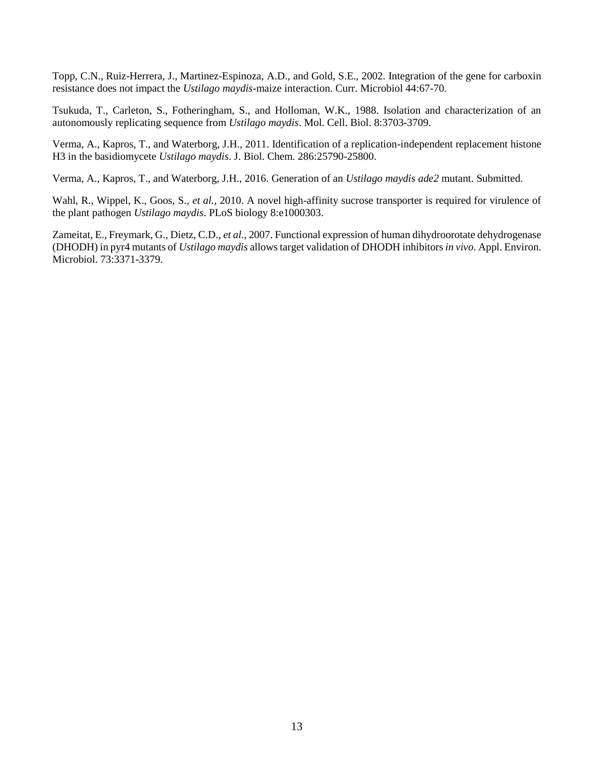Topp, C.N., Ruiz-Herrera, J., Martinez-Espinoza, A.D., and Gold, S.E., 2002. Integration of the gene for carboxin resistance does not impact the *Ustilago maydis*-maize interaction. Curr. Microbiol 44:67-70.

Tsukuda, T., Carleton, S., Fotheringham, S., and Holloman, W.K., 1988. Isolation and characterization of an autonomously replicating sequence from *Ustilago maydis*. Mol. Cell. Biol. 8:3703-3709.

Verma, A., Kapros, T., and Waterborg, J.H., 2011. Identification of a replication-independent replacement histone H3 in the basidiomycete *Ustilago maydis*. J. Biol. Chem. 286:25790-25800.

Verma, A., Kapros, T., and Waterborg, J.H., 2016. Generation of an *Ustilago maydis ade2* mutant. Submitted.

Wahl, R., Wippel, K., Goos, S., *et al.*, 2010. A novel high-affinity sucrose transporter is required for virulence of the plant pathogen *Ustilago maydis*. PLoS biology 8:e1000303.

Zameitat, E., Freymark, G., Dietz, C.D., *et al.*, 2007. Functional expression of human dihydroorotate dehydrogenase (DHODH) in pyr4 mutants of *Ustilago maydis* allows target validation of DHODH inhibitors *in vivo*. Appl. Environ. Microbiol. 73:3371-3379.